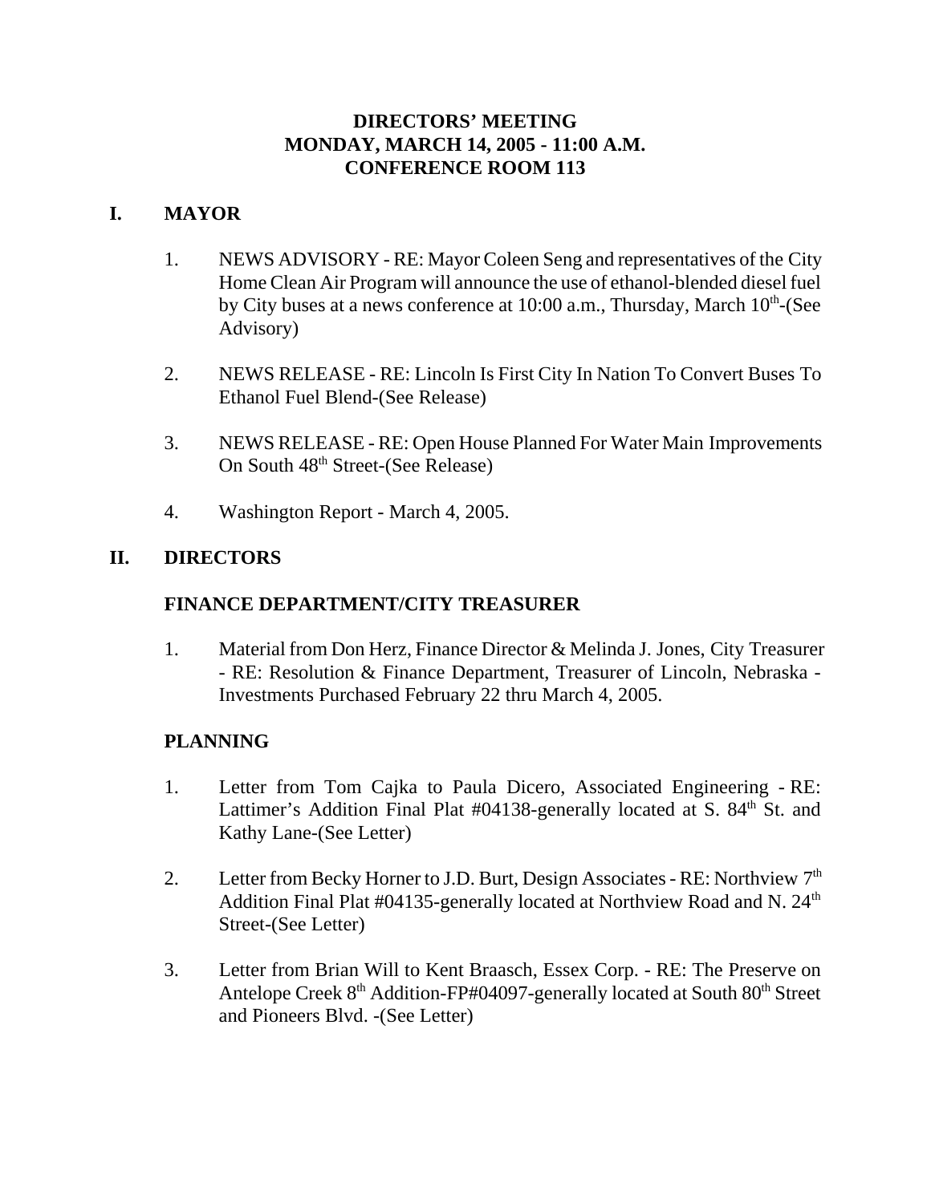# DIRECTORS' MEETING
# MONDAY, MARCH 14, 2005 - 11:00 A.M.
# CONFERENCE ROOM 113

## I. MAYOR

1. NEWS ADVISORY - RE: Mayor Coleen Seng and representatives of the City Home Clean Air Program will announce the use of ethanol-blended diesel fuel by City buses at a news conference at 10:00 a.m., Thursday, March 10th-(See Advisory)

2. NEWS RELEASE - RE: Lincoln Is First City In Nation To Convert Buses To Ethanol Fuel Blend-(See Release)

3. NEWS RELEASE - RE: Open House Planned For Water Main Improvements On South 48th Street-(See Release)

4. Washington Report - March 4, 2005.

## II. DIRECTORS

### FINANCE DEPARTMENT/CITY TREASURER

1. Material from Don Herz, Finance Director & Melinda J. Jones, City Treasurer - RE: Resolution & Finance Department, Treasurer of Lincoln, Nebraska - Investments Purchased February 22 thru March 4, 2005.

### PLANNING

1. Letter from Tom Cajka to Paula Dicero, Associated Engineering - RE: Lattimer's Addition Final Plat #04138-generally located at S. 84th St. and Kathy Lane-(See Letter)

2. Letter from Becky Horner to J.D. Burt, Design Associates - RE: Northview 7th Addition Final Plat #04135-generally located at Northview Road and N. 24th Street-(See Letter)

3. Letter from Brian Will to Kent Braasch, Essex Corp. - RE: The Preserve on Antelope Creek 8th Addition-FP#04097-generally located at South 80th Street and Pioneers Blvd. -(See Letter)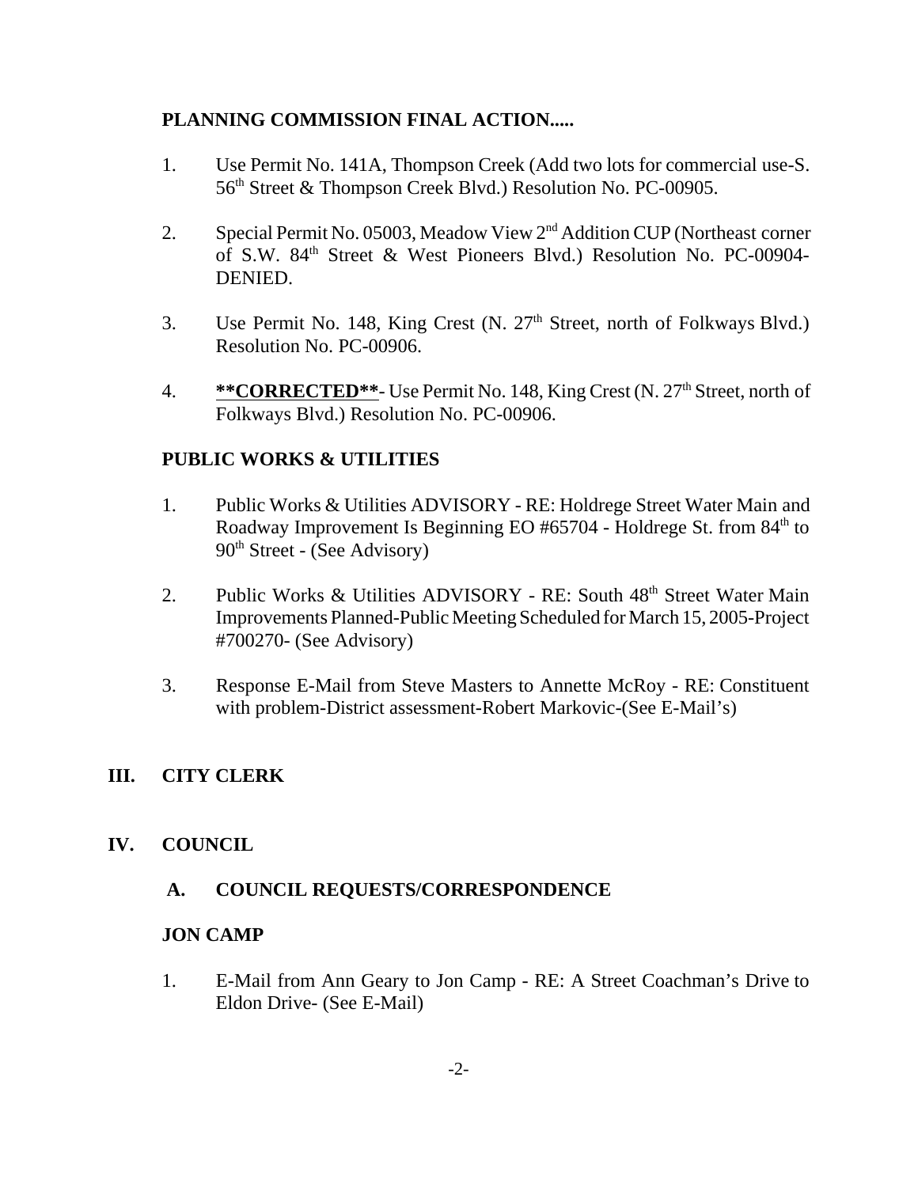**PLANNING COMMISSION FINAL ACTION.....**

1. Use Permit No. 141A, Thompson Creek (Add two lots for commercial use-S. 56th Street & Thompson Creek Blvd.) Resolution No. PC-00905.

2. Special Permit No. 05003, Meadow View 2nd Addition CUP (Northeast corner of S.W. 84th Street & West Pioneers Blvd.) Resolution No. PC-00904-DENIED.

3. Use Permit No. 148, King Crest (N. 27th Street, north of Folkways Blvd.) Resolution No. PC-00906.

4. <u>**\*\*CORRECTED\*\***</u>- Use Permit No. 148, King Crest (N. 27th Street, north of Folkways Blvd.) Resolution No. PC-00906.

**PUBLIC WORKS & UTILITIES**

1. Public Works & Utilities ADVISORY - RE: Holdrege Street Water Main and Roadway Improvement Is Beginning EO #65704 - Holdrege St. from 84th to 90th Street - (See Advisory)

2. Public Works & Utilities ADVISORY - RE: South 48th Street Water Main Improvements Planned-Public Meeting Scheduled for March 15, 2005-Project #700270- (See Advisory)

3. Response E-Mail from Steve Masters to Annette McRoy - RE: Constituent with problem-District assessment-Robert Markovic-(See E-Mail's)

## III. CITY CLERK

## IV. COUNCIL

### A. COUNCIL REQUESTS/CORRESPONDENCE

**JON CAMP**

1. E-Mail from Ann Geary to Jon Camp - RE: A Street Coachman's Drive to Eldon Drive- (See E-Mail)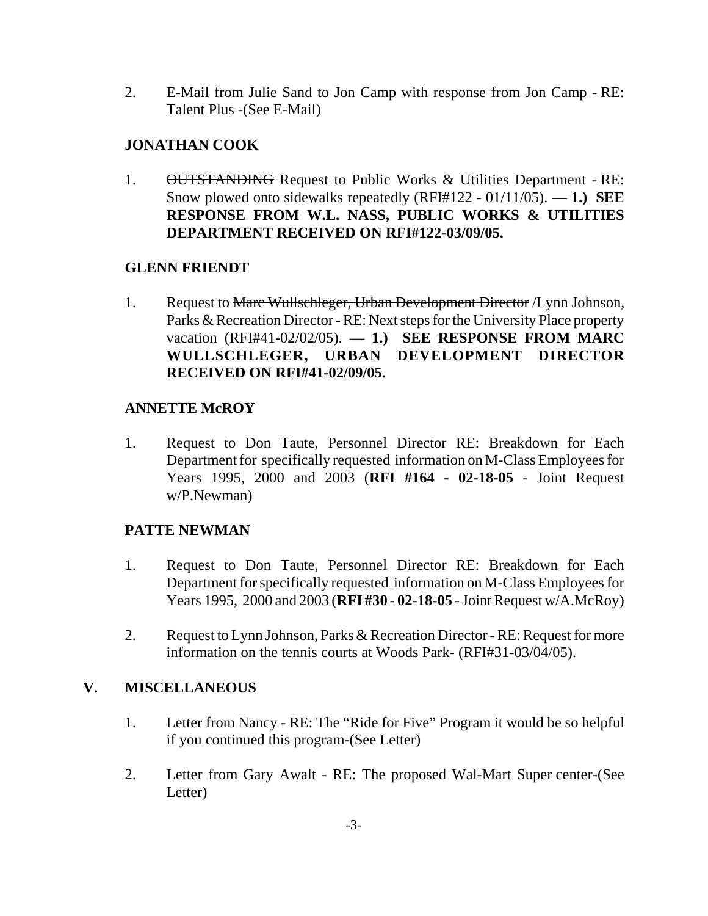2. E-Mail from Julie Sand to Jon Camp with response from Jon Camp - RE: Talent Plus -(See E-Mail)

## JONATHAN COOK

1. ~~OUTSTANDING~~ Request to Public Works & Utilities Department - RE: Snow plowed onto sidewalks repeatedly (RFI#122 - 01/11/05). — **1.) SEE RESPONSE FROM W.L. NASS, PUBLIC WORKS & UTILITIES DEPARTMENT RECEIVED ON RFI#122-03/09/05.**

## GLENN FRIENDT

1. Request to ~~Marc Wullschleger, Urban Development Director~~ /Lynn Johnson, Parks & Recreation Director - RE: Next steps for the University Place property vacation (RFI#41-02/02/05). — **1.) SEE RESPONSE FROM MARC WULLSCHLEGER, URBAN DEVELOPMENT DIRECTOR RECEIVED ON RFI#41-02/09/05.**

## ANNETTE McROY

1. Request to Don Taute, Personnel Director RE: Breakdown for Each Department for specifically requested information on M-Class Employees for Years 1995, 2000 and 2003 (**RFI #164 - 02-18-05** - Joint Request w/P.Newman)

## PATTE NEWMAN

1. Request to Don Taute, Personnel Director RE: Breakdown for Each Department for specifically requested information on M-Class Employees for Years 1995, 2000 and 2003 (**RFI #30 - 02-18-05** - Joint Request w/A.McRoy)
2. Request to Lynn Johnson, Parks & Recreation Director - RE: Request for more information on the tennis courts at Woods Park- (RFI#31-03/04/05).

## V. MISCELLANEOUS

1. Letter from Nancy - RE: The "Ride for Five" Program it would be so helpful if you continued this program-(See Letter)
2. Letter from Gary Awalt - RE: The proposed Wal-Mart Super center-(See Letter)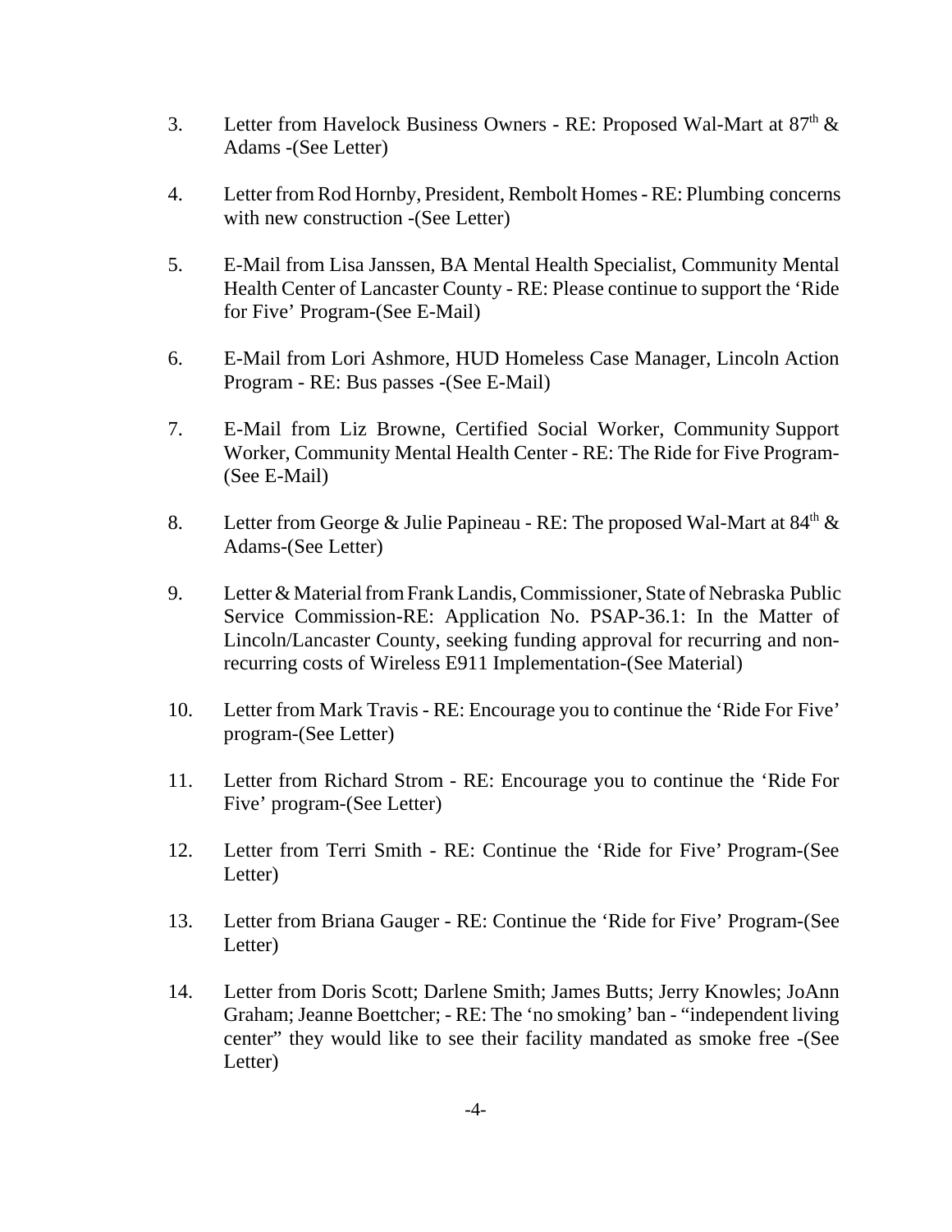3. Letter from Havelock Business Owners - RE: Proposed Wal-Mart at 87th & Adams -(See Letter)

4. Letter from Rod Hornby, President, Rembolt Homes - RE: Plumbing concerns with new construction -(See Letter)

5. E-Mail from Lisa Janssen, BA Mental Health Specialist, Community Mental Health Center of Lancaster County - RE: Please continue to support the 'Ride for Five' Program-(See E-Mail)

6. E-Mail from Lori Ashmore, HUD Homeless Case Manager, Lincoln Action Program - RE: Bus passes -(See E-Mail)

7. E-Mail from Liz Browne, Certified Social Worker, Community Support Worker, Community Mental Health Center - RE: The Ride for Five Program-(See E-Mail)

8. Letter from George & Julie Papineau - RE: The proposed Wal-Mart at 84th & Adams-(See Letter)

9. Letter & Material from Frank Landis, Commissioner, State of Nebraska Public Service Commission-RE: Application No. PSAP-36.1: In the Matter of Lincoln/Lancaster County, seeking funding approval for recurring and non-recurring costs of Wireless E911 Implementation-(See Material)

10. Letter from Mark Travis - RE: Encourage you to continue the 'Ride For Five' program-(See Letter)

11. Letter from Richard Strom - RE: Encourage you to continue the 'Ride For Five' program-(See Letter)

12. Letter from Terri Smith - RE: Continue the 'Ride for Five' Program-(See Letter)

13. Letter from Briana Gauger - RE: Continue the 'Ride for Five' Program-(See Letter)

14. Letter from Doris Scott; Darlene Smith; James Butts; Jerry Knowles; JoAnn Graham; Jeanne Boettcher; - RE: The 'no smoking' ban - "independent living center" they would like to see their facility mandated as smoke free -(See Letter)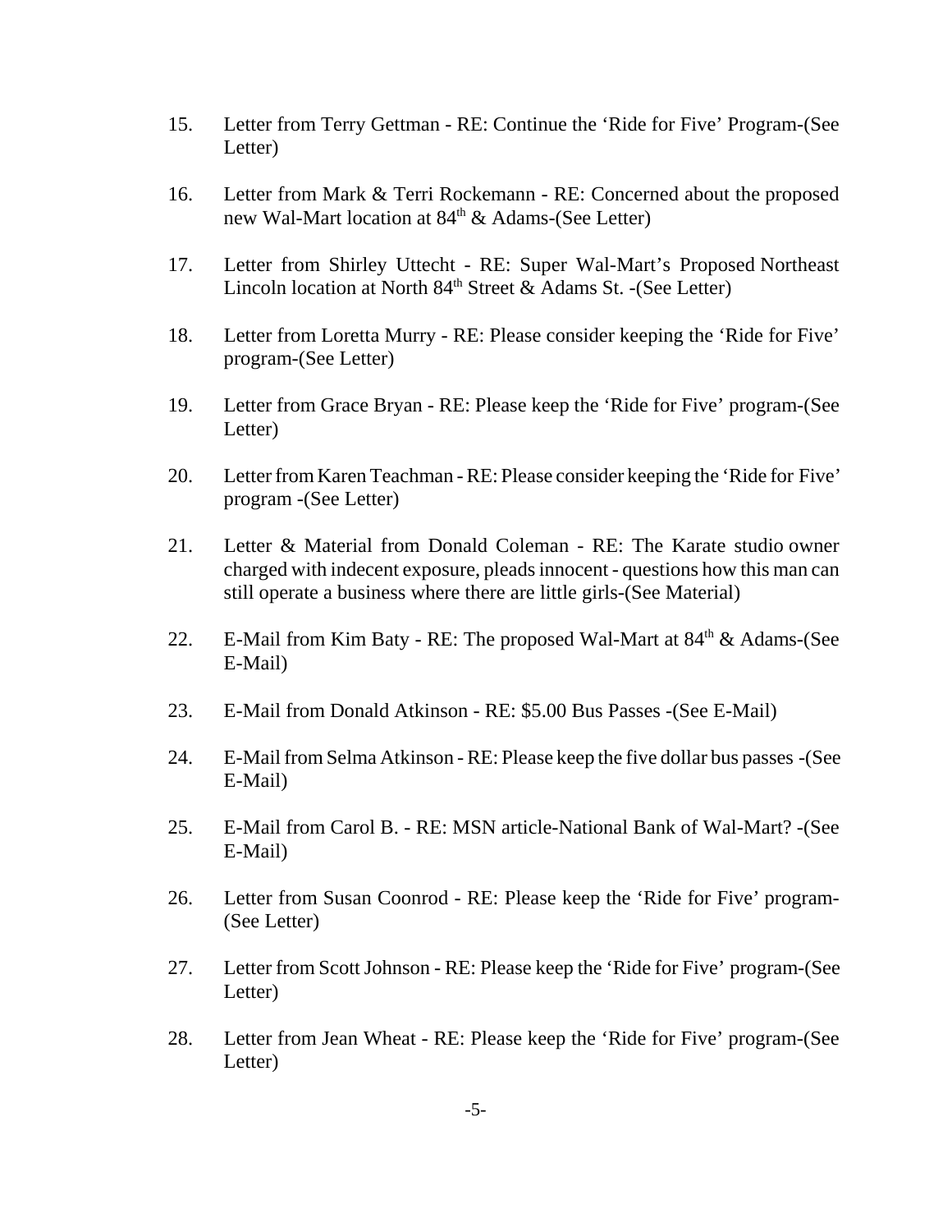15. Letter from Terry Gettman - RE: Continue the 'Ride for Five' Program-(See Letter)

16. Letter from Mark & Terri Rockemann - RE: Concerned about the proposed new Wal-Mart location at $84^{th}$ & Adams-(See Letter)

17. Letter from Shirley Uttecht - RE: Super Wal-Mart's Proposed Northeast Lincoln location at North $84^{th}$ Street & Adams St. -(See Letter)

18. Letter from Loretta Murry - RE: Please consider keeping the 'Ride for Five' program-(See Letter)

19. Letter from Grace Bryan - RE: Please keep the 'Ride for Five' program-(See Letter)

20. Letter from Karen Teachman - RE: Please consider keeping the 'Ride for Five' program -(See Letter)

21. Letter & Material from Donald Coleman - RE: The Karate studio owner charged with indecent exposure, pleads innocent - questions how this man can still operate a business where there are little girls-(See Material)

22. E-Mail from Kim Baty - RE: The proposed Wal-Mart at $84^{th}$ & Adams-(See E-Mail)

23. E-Mail from Donald Atkinson - RE: $5.00 Bus Passes -(See E-Mail)

24. E-Mail from Selma Atkinson - RE: Please keep the five dollar bus passes -(See E-Mail)

25. E-Mail from Carol B. - RE: MSN article-National Bank of Wal-Mart? -(See E-Mail)

26. Letter from Susan Coonrod - RE: Please keep the 'Ride for Five' program-(See Letter)

27. Letter from Scott Johnson - RE: Please keep the 'Ride for Five' program-(See Letter)

28. Letter from Jean Wheat - RE: Please keep the 'Ride for Five' program-(See Letter)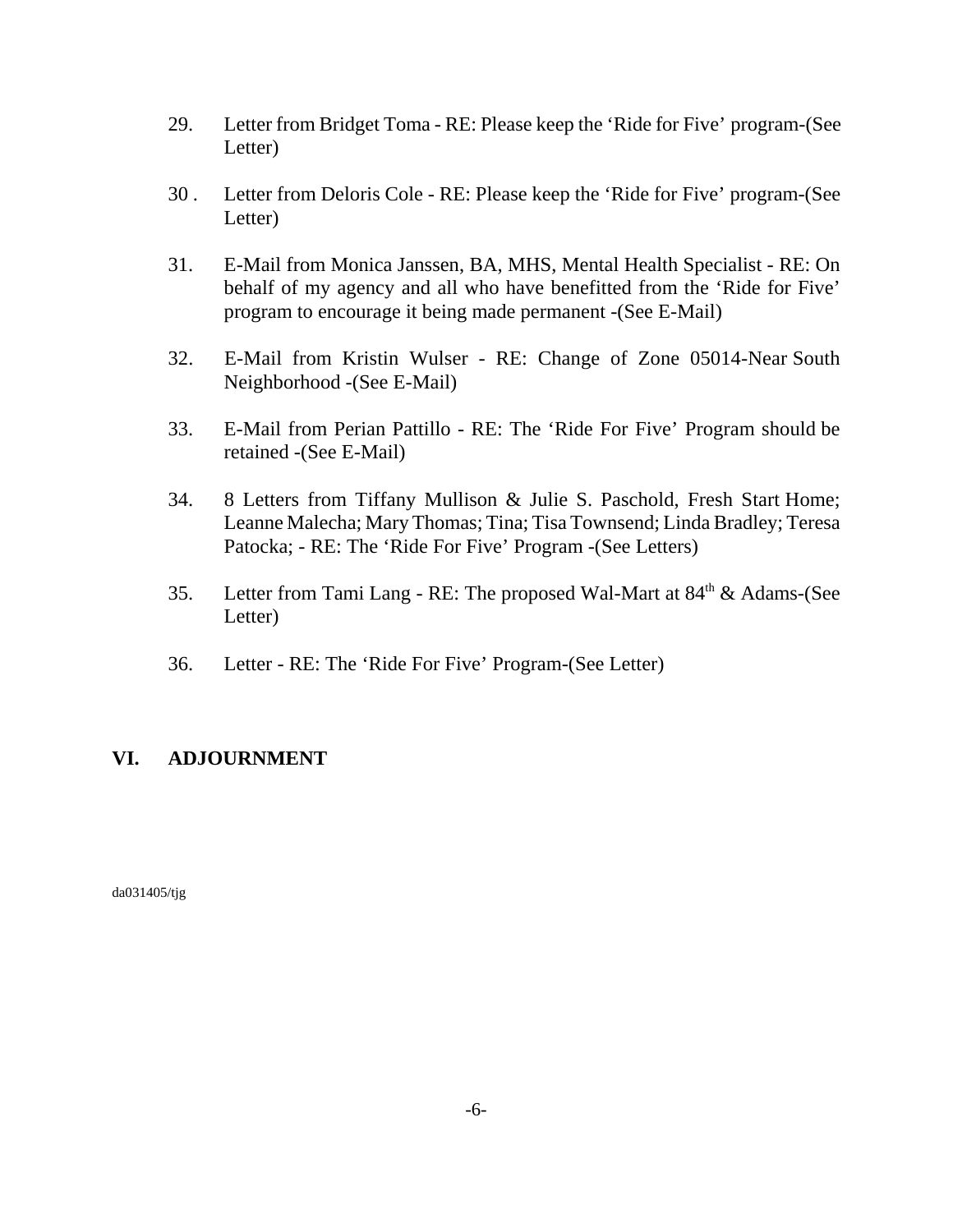29. Letter from Bridget Toma - RE: Please keep the 'Ride for Five' program-(See Letter)

30 . Letter from Deloris Cole - RE: Please keep the 'Ride for Five' program-(See Letter)

31. E-Mail from Monica Janssen, BA, MHS, Mental Health Specialist - RE: On behalf of my agency and all who have benefitted from the 'Ride for Five' program to encourage it being made permanent -(See E-Mail)

32. E-Mail from Kristin Wulser - RE: Change of Zone 05014-Near South Neighborhood -(See E-Mail)

33. E-Mail from Perian Pattillo - RE: The 'Ride For Five' Program should be retained -(See E-Mail)

34. 8 Letters from Tiffany Mullison & Julie S. Paschold, Fresh Start Home; Leanne Malecha; Mary Thomas; Tina; Tisa Townsend; Linda Bradley; Teresa Patocka; - RE: The 'Ride For Five' Program -(See Letters)

35. Letter from Tami Lang - RE: The proposed Wal-Mart at 84th & Adams-(See Letter)

36. Letter - RE: The 'Ride For Five' Program-(See Letter)

## VI. ADJOURNMENT

da031405/tjg